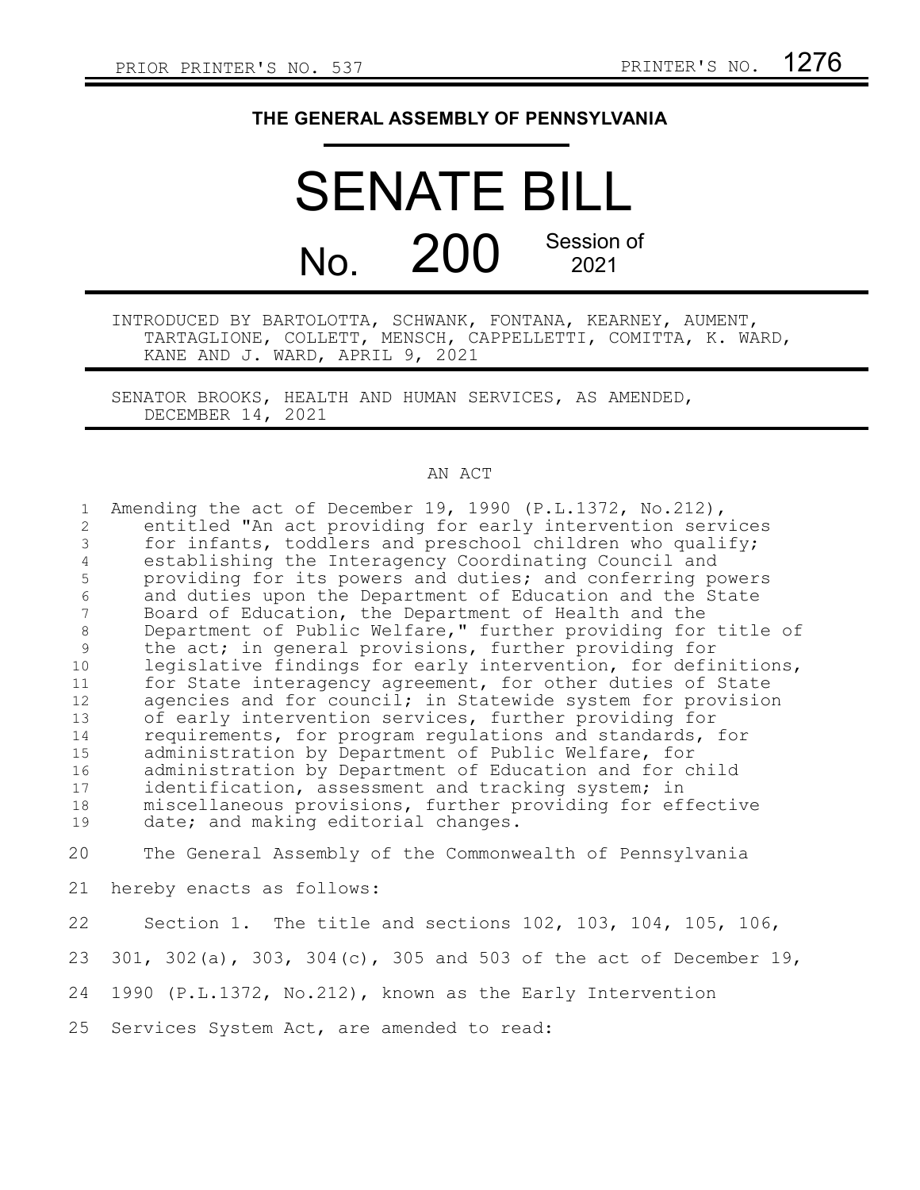PRIOR PRINTER'S NO. 537 PRINTER'S NO. 1276

**THE GENERAL ASSEMBLY OF PENNSYLVANIA**

# SENATE BILL

# No. 200 Session of 2021

INTRODUCED BY BARTOLOTTA, SCHWANK, FONTANA, KEARNEY, AUMENT, TARTAGLIONE, COLLETT, MENSCH, CAPPELLETTI, COMITTA, K. WARD, KANE AND J. WARD, APRIL 9, 2021

SENATOR BROOKS, HEALTH AND HUMAN SERVICES, AS AMENDED, DECEMBER 14, 2021

AN ACT

Amending the act of December 19, 1990 (P.L.1372, No.212), entitled "An act providing for early intervention services for infants, toddlers and preschool children who qualify; establishing the Interagency Coordinating Council and providing for its powers and duties; and conferring powers and duties upon the Department of Education and the State Board of Education, the Department of Health and the Department of Public Welfare," further providing for title of the act; in general provisions, further providing for legislative findings for early intervention, for definitions, for State interagency agreement, for other duties of State agencies and for council; in Statewide system for provision of early intervention services, further providing for requirements, for program regulations and standards, for administration by Department of Public Welfare, for administration by Department of Education and for child identification, assessment and tracking system; in miscellaneous provisions, further providing for effective date; and making editorial changes.

The General Assembly of the Commonwealth of Pennsylvania hereby enacts as follows:

Section 1. The title and sections 102, 103, 104, 105, 106, 301, 302(a), 303, 304(c), 305 and 503 of the act of December 19, 1990 (P.L.1372, No.212), known as the Early Intervention Services System Act, are amended to read: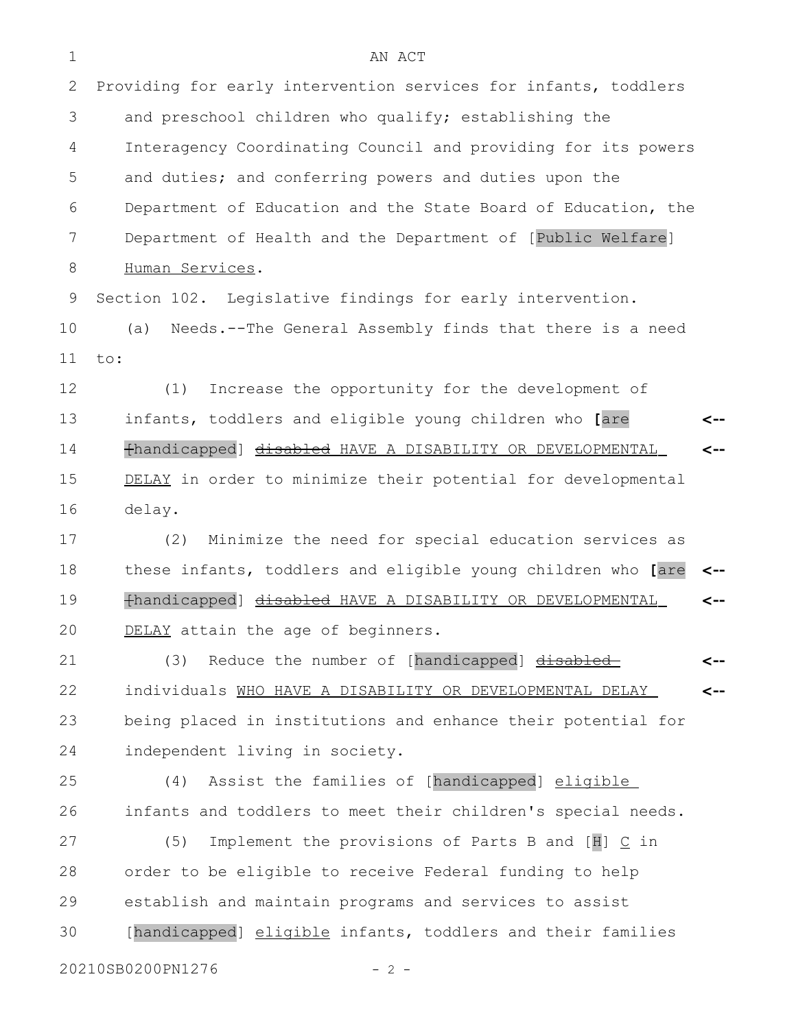AN ACT

Providing for early intervention services for infants, toddlers and preschool children who qualify; establishing the Interagency Coordinating Council and providing for its powers and duties; and conferring powers and duties upon the Department of Education and the State Board of Education, the Department of Health and the Department of [Public Welfare] Human Services.

Section 102. Legislative findings for early intervention.

(a) Needs.--The General Assembly finds that there is a need to:

(1) Increase the opportunity for the development of infants, toddlers and eligible young children who [are [handicapped] ~~disabled~~ HAVE A DISABILITY OR DEVELOPMENTAL DELAY in order to minimize their potential for developmental delay.

(2) Minimize the need for special education services as these infants, toddlers and eligible young children who [are [handicapped] ~~disabled~~ HAVE A DISABILITY OR DEVELOPMENTAL DELAY attain the age of beginners.

(3) Reduce the number of [handicapped] ~~disabled~~ individuals WHO HAVE A DISABILITY OR DEVELOPMENTAL DELAY being placed in institutions and enhance their potential for independent living in society.

(4) Assist the families of [handicapped] eligible infants and toddlers to meet their children's special needs.

(5) Implement the provisions of Parts B and [H] C in order to be eligible to receive Federal funding to help establish and maintain programs and services to assist [handicapped] eligible infants, toddlers and their families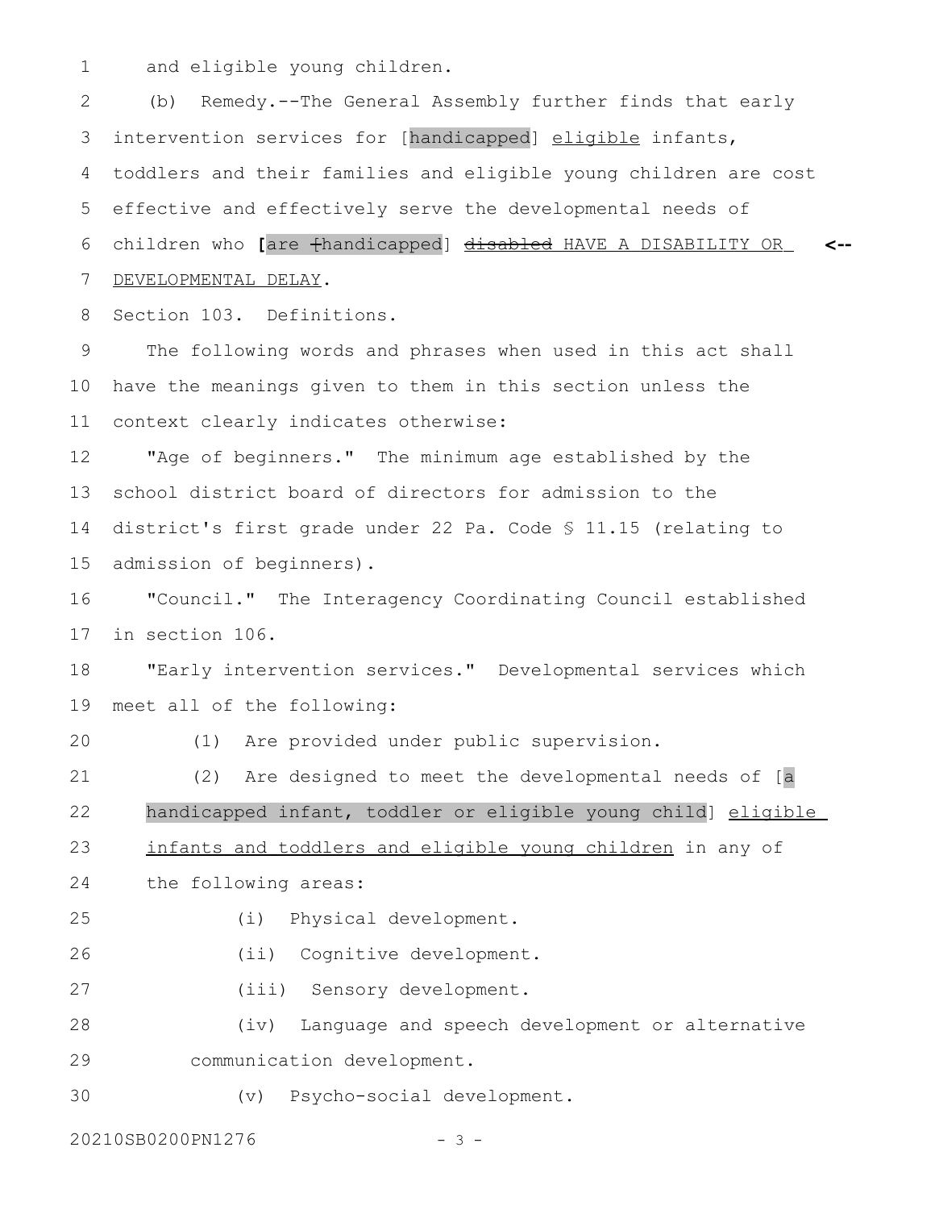and eligible young children.

(b) Remedy.--The General Assembly further finds that early intervention services for [handicapped] eligible infants, toddlers and their families and eligible young children are cost effective and effectively serve the developmental needs of children who [are [handicapped] ~~disabled~~ HAVE A DISABILITY OR DEVELOPMENTAL DELAY. <--

Section 103. Definitions.

The following words and phrases when used in this act shall have the meanings given to them in this section unless the context clearly indicates otherwise:

"Age of beginners." The minimum age established by the school district board of directors for admission to the district's first grade under 22 Pa. Code § 11.15 (relating to admission of beginners).

"Council." The Interagency Coordinating Council established in section 106.

"Early intervention services." Developmental services which meet all of the following:

(1) Are provided under public supervision.

(2) Are designed to meet the developmental needs of [a handicapped infant, toddler or eligible young child] eligible infants and toddlers and eligible young children in any of the following areas:

(i) Physical development.

(ii) Cognitive development.

(iii) Sensory development.

(iv) Language and speech development or alternative communication development.

(v) Psycho-social development.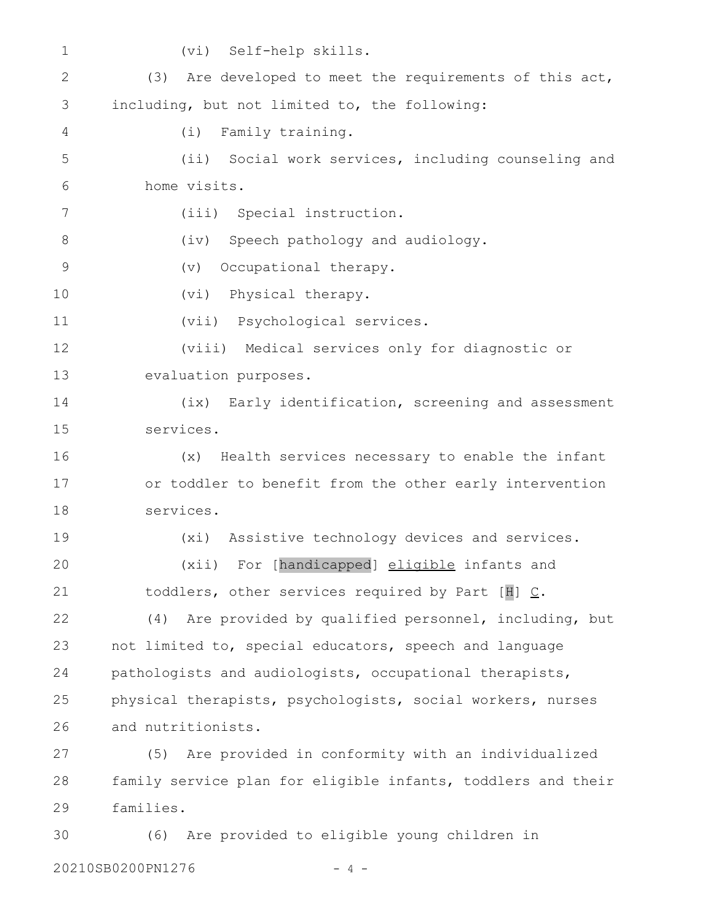(vi) Self-help skills.

(3) Are developed to meet the requirements of this act, including, but not limited to, the following:

(i) Family training.

(ii) Social work services, including counseling and home visits.

(iii) Special instruction.

(iv) Speech pathology and audiology.

(v) Occupational therapy.

(vi) Physical therapy.

(vii) Psychological services.

(viii) Medical services only for diagnostic or evaluation purposes.

(ix) Early identification, screening and assessment services.

(x) Health services necessary to enable the infant or toddler to benefit from the other early intervention services.

(xi) Assistive technology devices and services.

(xii) For [handicapped] <u>eligible</u> infants and toddlers, other services required by Part [H] <u>C</u>.

(4) Are provided by qualified personnel, including, but not limited to, special educators, speech and language pathologists and audiologists, occupational therapists, physical therapists, psychologists, social workers, nurses and nutritionists.

(5) Are provided in conformity with an individualized family service plan for eligible infants, toddlers and their families.

(6) Are provided to eligible young children in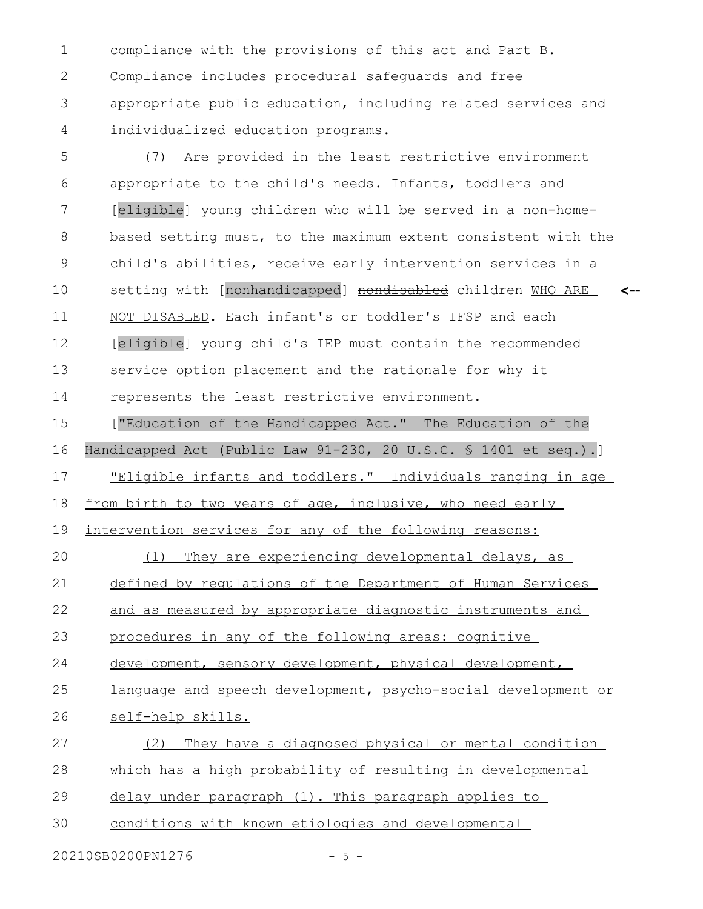compliance with the provisions of this act and Part B. Compliance includes procedural safeguards and free appropriate public education, including related services and individualized education programs.

(7) Are provided in the least restrictive environment appropriate to the child's needs. Infants, toddlers and [eligible] young children who will be served in a non-home-based setting must, to the maximum extent consistent with the child's abilities, receive early intervention services in a setting with [nonhandicapped] ~~nondisabled~~ children <u>WHO ARE NOT DISABLED</u>. Each infant's or toddler's IFSP and each [eligible] young child's IEP must contain the recommended service option placement and the rationale for why it represents the least restrictive environment.

["Education of the Handicapped Act." The Education of the Handicapped Act (Public Law 91-230, 20 U.S.C. § 1401 et seq.).]

<u>"Eligible infants and toddlers." Individuals ranging in age from birth to two years of age, inclusive, who need early intervention services for any of the following reasons:</u>

<u>(1) They are experiencing developmental delays, as defined by regulations of the Department of Human Services and as measured by appropriate diagnostic instruments and procedures in any of the following areas: cognitive development, sensory development, physical development, language and speech development, psycho-social development or self-help skills.</u>

<u>(2) They have a diagnosed physical or mental condition which has a high probability of resulting in developmental delay under paragraph (1). This paragraph applies to conditions with known etiologies and developmental</u>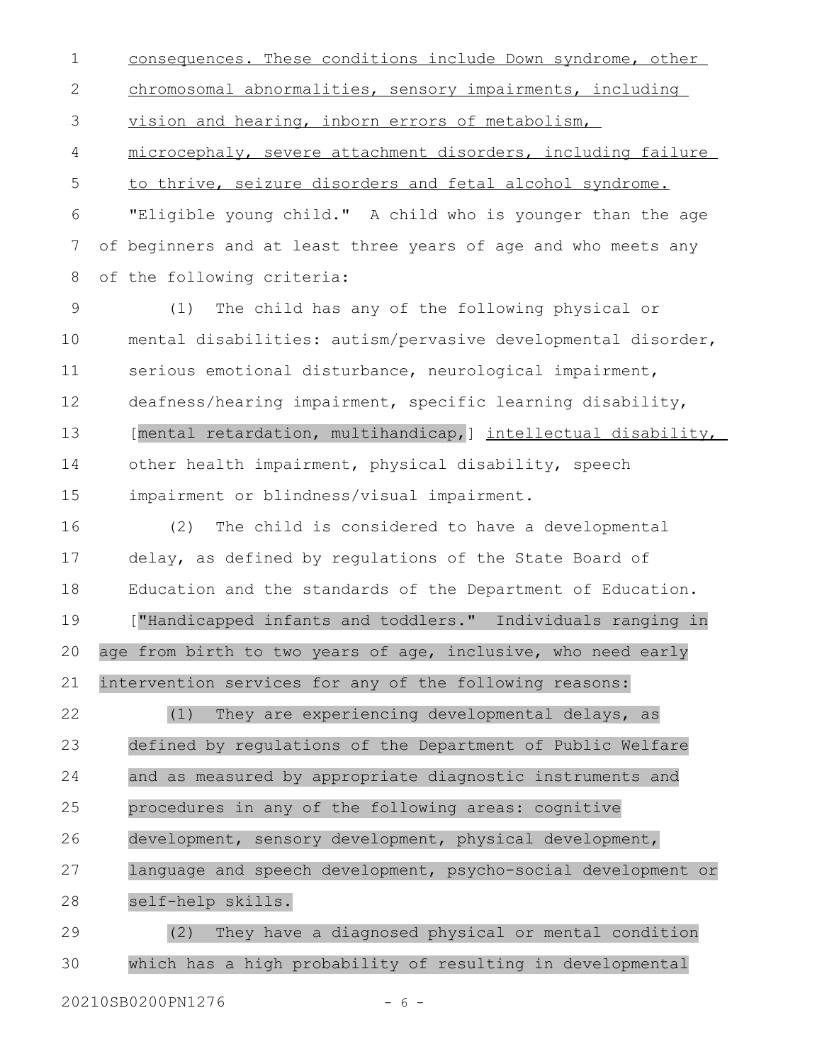consequences. These conditions include Down syndrome, other chromosomal abnormalities, sensory impairments, including vision and hearing, inborn errors of metabolism, microcephaly, severe attachment disorders, including failure to thrive, seizure disorders and fetal alcohol syndrome.

"Eligible young child." A child who is younger than the age of beginners and at least three years of age and who meets any of the following criteria:

(1) The child has any of the following physical or mental disabilities: autism/pervasive developmental disorder, serious emotional disturbance, neurological impairment, deafness/hearing impairment, specific learning disability, [mental retardation, multihandicap,] intellectual disability, other health impairment, physical disability, speech impairment or blindness/visual impairment.

(2) The child is considered to have a developmental delay, as defined by regulations of the State Board of Education and the standards of the Department of Education.

["Handicapped infants and toddlers." Individuals ranging in age from birth to two years of age, inclusive, who need early intervention services for any of the following reasons:

(1) They are experiencing developmental delays, as defined by regulations of the Department of Public Welfare and as measured by appropriate diagnostic instruments and procedures in any of the following areas: cognitive development, sensory development, physical development, language and speech development, psycho-social development or self-help skills.

(2) They have a diagnosed physical or mental condition which has a high probability of resulting in developmental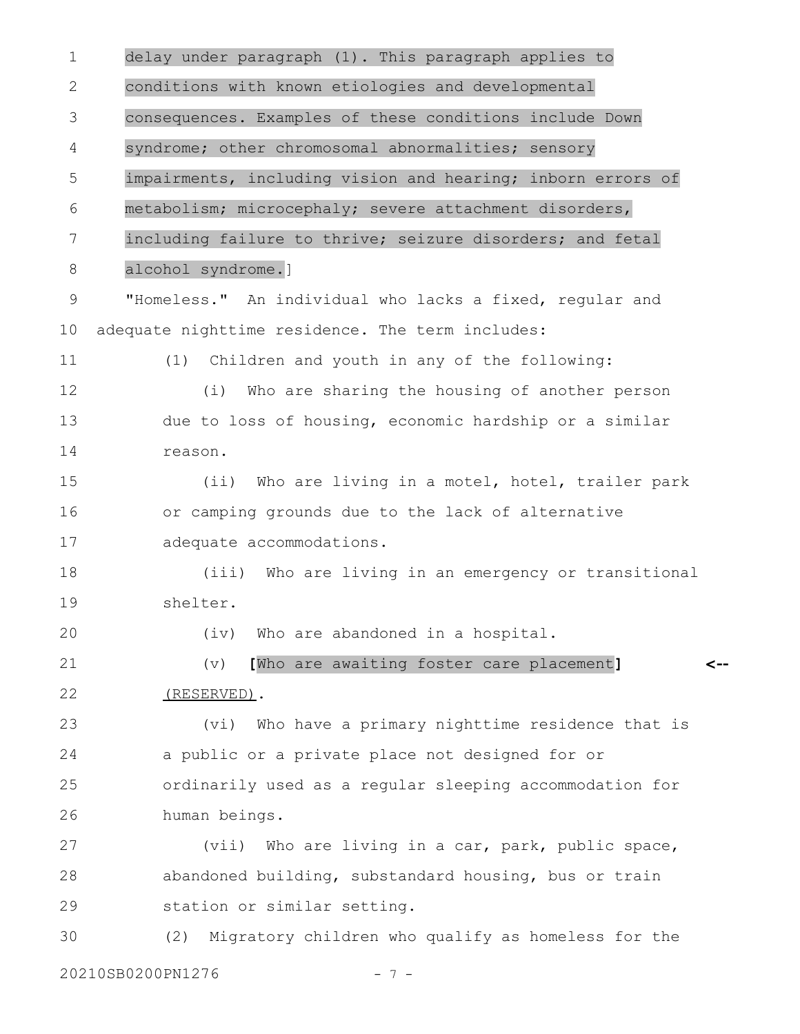delay under paragraph (1). This paragraph applies to conditions with known etiologies and developmental consequences. Examples of these conditions include Down syndrome; other chromosomal abnormalities; sensory impairments, including vision and hearing; inborn errors of metabolism; microcephaly; severe attachment disorders, including failure to thrive; seizure disorders; and fetal alcohol syndrome.]

"Homeless." An individual who lacks a fixed, regular and adequate nighttime residence. The term includes:

(1) Children and youth in any of the following:

(i) Who are sharing the housing of another person due to loss of housing, economic hardship or a similar reason.

(ii) Who are living in a motel, hotel, trailer park or camping grounds due to the lack of alternative adequate accommodations.

(iii) Who are living in an emergency or transitional shelter.

(iv) Who are abandoned in a hospital.

(v) **[**Who are awaiting foster care placement**]** <u>(RESERVED)</u>.

(vi) Who have a primary nighttime residence that is a public or a private place not designed for or ordinarily used as a regular sleeping accommodation for human beings.

(vii) Who are living in a car, park, public space, abandoned building, substandard housing, bus or train station or similar setting.

(2) Migratory children who qualify as homeless for the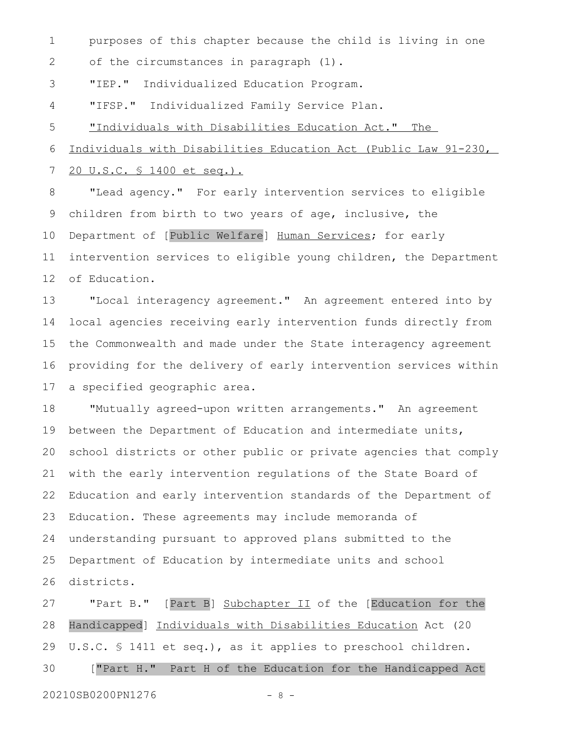purposes of this chapter because the child is living in one of the circumstances in paragraph (1).

"IEP." Individualized Education Program.

"IFSP." Individualized Family Service Plan.

<u>"Individuals with Disabilities Education Act." The Individuals with Disabilities Education Act (Public Law 91-230, 20 U.S.C. § 1400 et seq.).</u>

"Lead agency." For early intervention services to eligible children from birth to two years of age, inclusive, the Department of [Public Welfare] <u>Human Services</u>; for early intervention services to eligible young children, the Department of Education.

"Local interagency agreement." An agreement entered into by local agencies receiving early intervention funds directly from the Commonwealth and made under the State interagency agreement providing for the delivery of early intervention services within a specified geographic area.

"Mutually agreed-upon written arrangements." An agreement between the Department of Education and intermediate units, school districts or other public or private agencies that comply with the early intervention regulations of the State Board of Education and early intervention standards of the Department of Education. These agreements may include memoranda of understanding pursuant to approved plans submitted to the Department of Education by intermediate units and school districts.

"Part B." [Part B] <u>Subchapter II</u> of the [Education for the Handicapped] <u>Individuals with Disabilities Education</u> Act (20 U.S.C. § 1411 et seq.), as it applies to preschool children.

["Part H." Part H of the Education for the Handicapped Act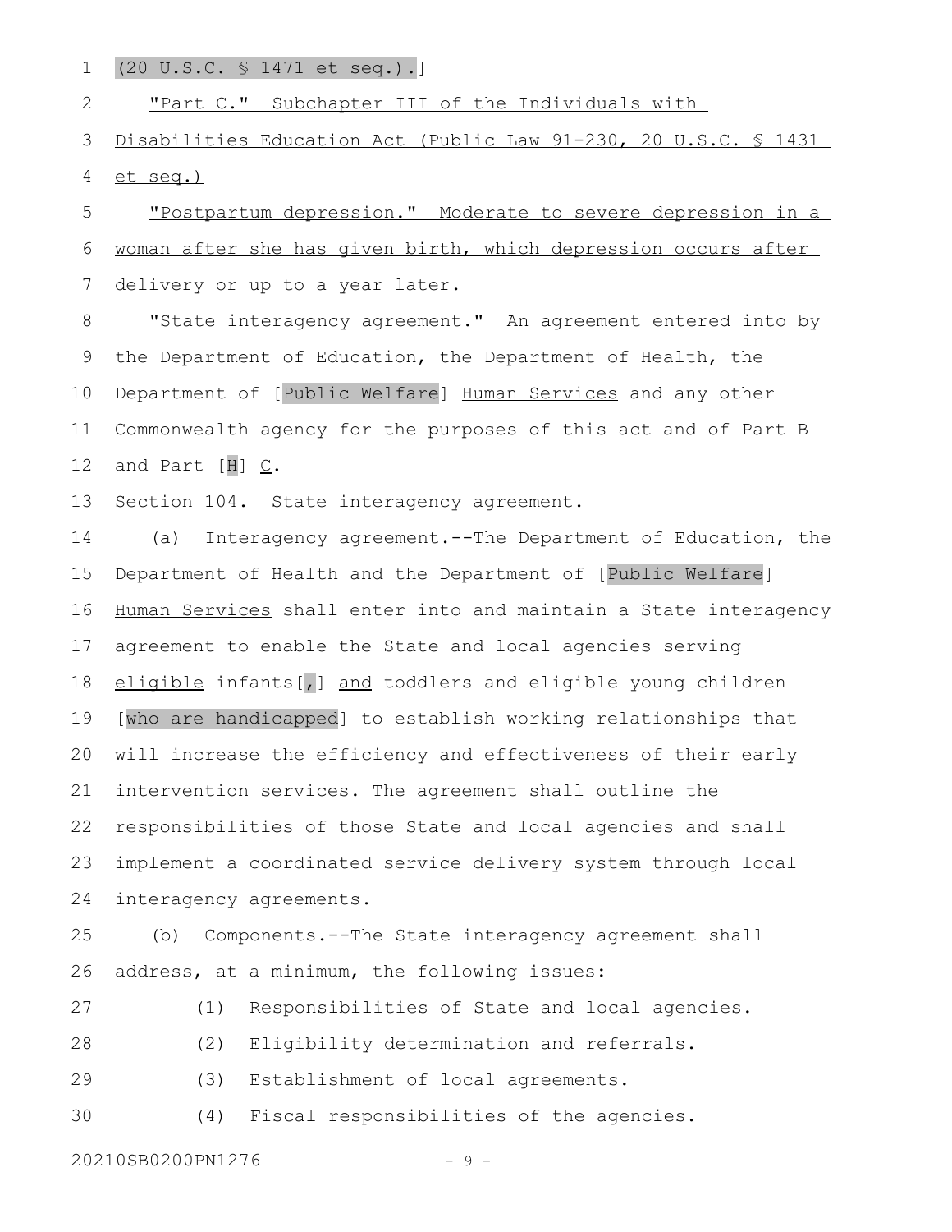(20 U.S.C. § 1471 et seq).]

"Part C." Subchapter III of the Individuals with Disabilities Education Act (Public Law 91-230, 20 U.S.C. § 1431 et seq.)

"Postpartum depression." Moderate to severe depression in a woman after she has given birth, which depression occurs after delivery or up to a year later.

"State interagency agreement." An agreement entered into by the Department of Education, the Department of Health, the Department of [Public Welfare] Human Services and any other Commonwealth agency for the purposes of this act and of Part B and Part [H] C.

Section 104. State interagency agreement.

(a) Interagency agreement.--The Department of Education, the Department of Health and the Department of [Public Welfare] Human Services shall enter into and maintain a State interagency agreement to enable the State and local agencies serving eligible infants[,] and toddlers and eligible young children [who are handicapped] to establish working relationships that will increase the efficiency and effectiveness of their early intervention services. The agreement shall outline the responsibilities of those State and local agencies and shall implement a coordinated service delivery system through local interagency agreements.

(b) Components.--The State interagency agreement shall address, at a minimum, the following issues:

(1) Responsibilities of State and local agencies.

(2) Eligibility determination and referrals.

(3) Establishment of local agreements.

(4) Fiscal responsibilities of the agencies.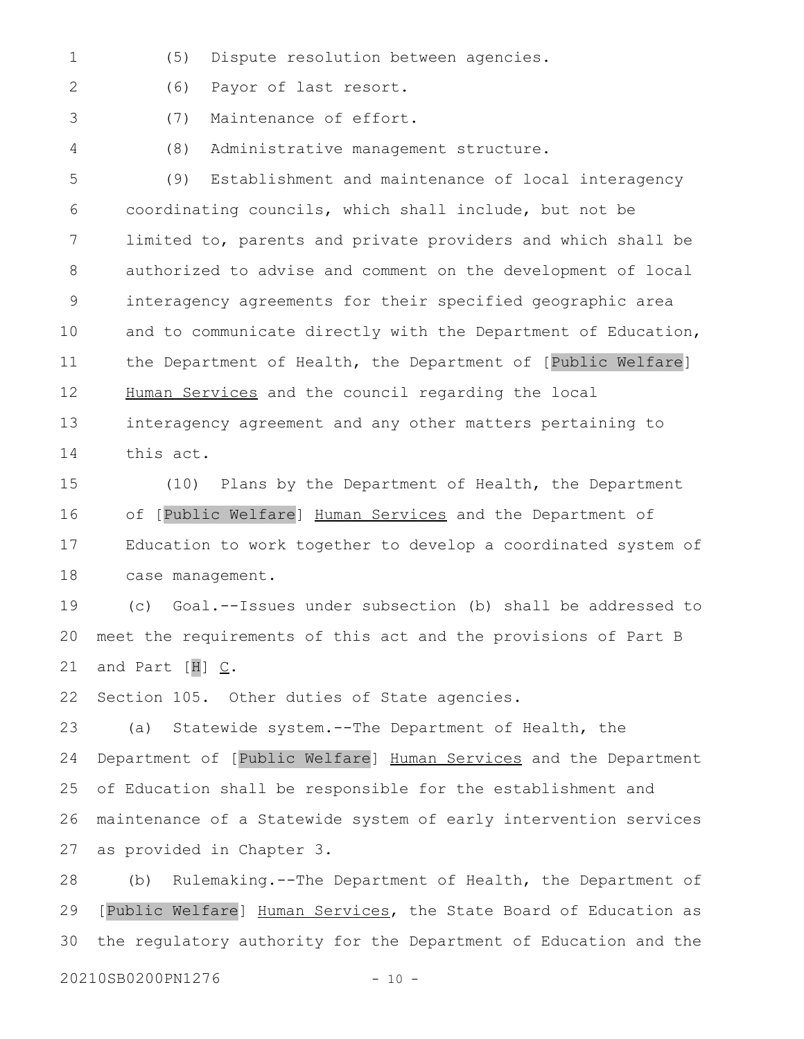(5) Dispute resolution between agencies.

(6) Payor of last resort.

(7) Maintenance of effort.

(8) Administrative management structure.

(9) Establishment and maintenance of local interagency coordinating councils, which shall include, but not be limited to, parents and private providers and which shall be authorized to advise and comment on the development of local interagency agreements for their specified geographic area and to communicate directly with the Department of Education, the Department of Health, the Department of [Public Welfare] Human Services and the council regarding the local interagency agreement and any other matters pertaining to this act.

(10) Plans by the Department of Health, the Department of [Public Welfare] Human Services and the Department of Education to work together to develop a coordinated system of case management.

(c) Goal.--Issues under subsection (b) shall be addressed to meet the requirements of this act and the provisions of Part B and Part [H] C.

Section 105. Other duties of State agencies.

(a) Statewide system.--The Department of Health, the Department of [Public Welfare] Human Services and the Department of Education shall be responsible for the establishment and maintenance of a Statewide system of early intervention services as provided in Chapter 3.

(b) Rulemaking.--The Department of Health, the Department of [Public Welfare] Human Services, the State Board of Education as the regulatory authority for the Department of Education and the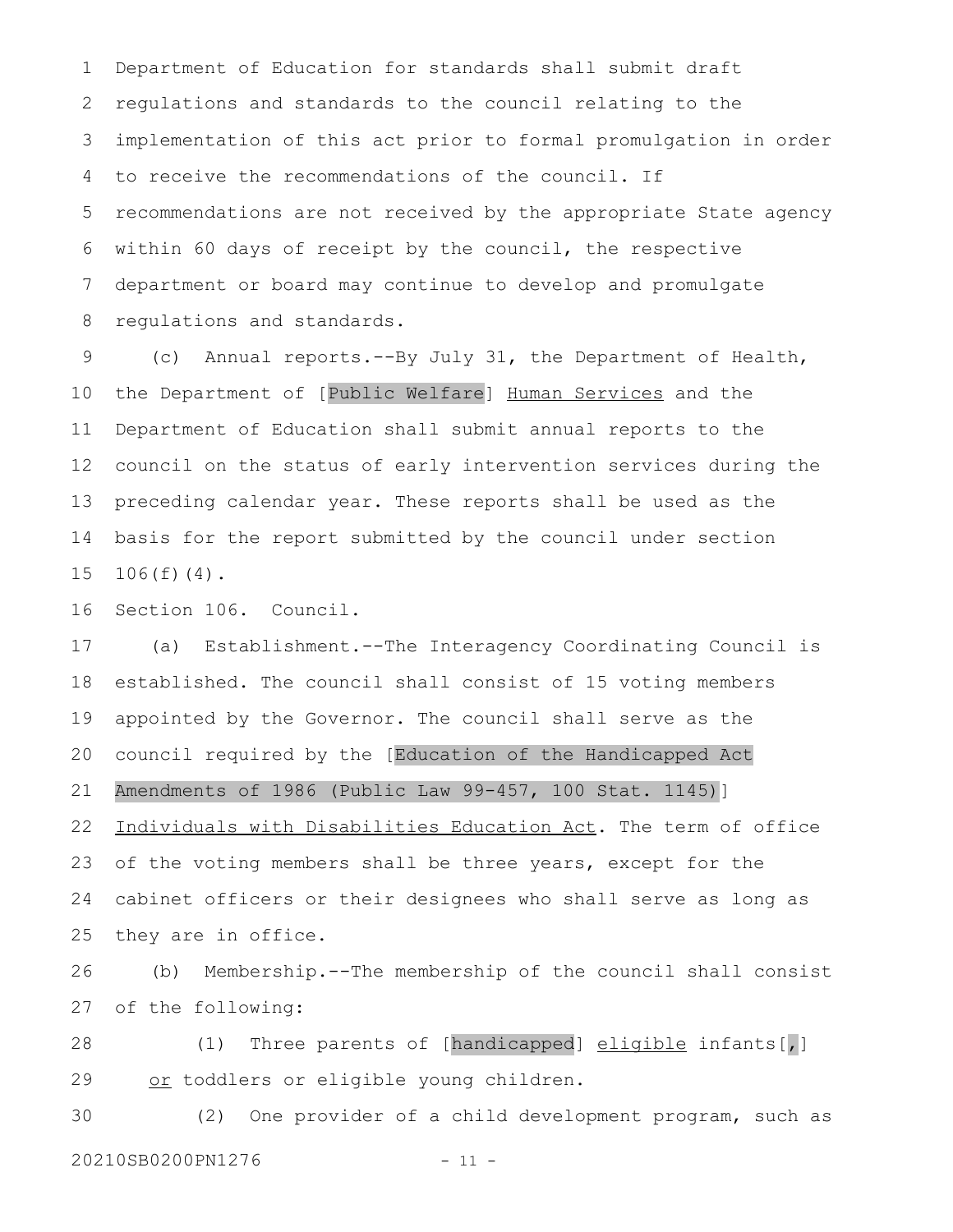Department of Education for standards shall submit draft regulations and standards to the council relating to the implementation of this act prior to formal promulgation in order to receive the recommendations of the council. If recommendations are not received by the appropriate State agency within 60 days of receipt by the council, the respective department or board may continue to develop and promulgate regulations and standards.

(c) Annual reports.--By July 31, the Department of Health, the Department of [Public Welfare] Human Services and the Department of Education shall submit annual reports to the council on the status of early intervention services during the preceding calendar year. These reports shall be used as the basis for the report submitted by the council under section 106(f)(4).

Section 106. Council.

(a) Establishment.--The Interagency Coordinating Council is established. The council shall consist of 15 voting members appointed by the Governor. The council shall serve as the council required by the [Education of the Handicapped Act Amendments of 1986 (Public Law 99-457, 100 Stat. 1145)] Individuals with Disabilities Education Act. The term of office of the voting members shall be three years, except for the cabinet officers or their designees who shall serve as long as they are in office.

(b) Membership.--The membership of the council shall consist of the following:

(1) Three parents of [handicapped] eligible infants[,] or toddlers or eligible young children.

(2) One provider of a child development program, such as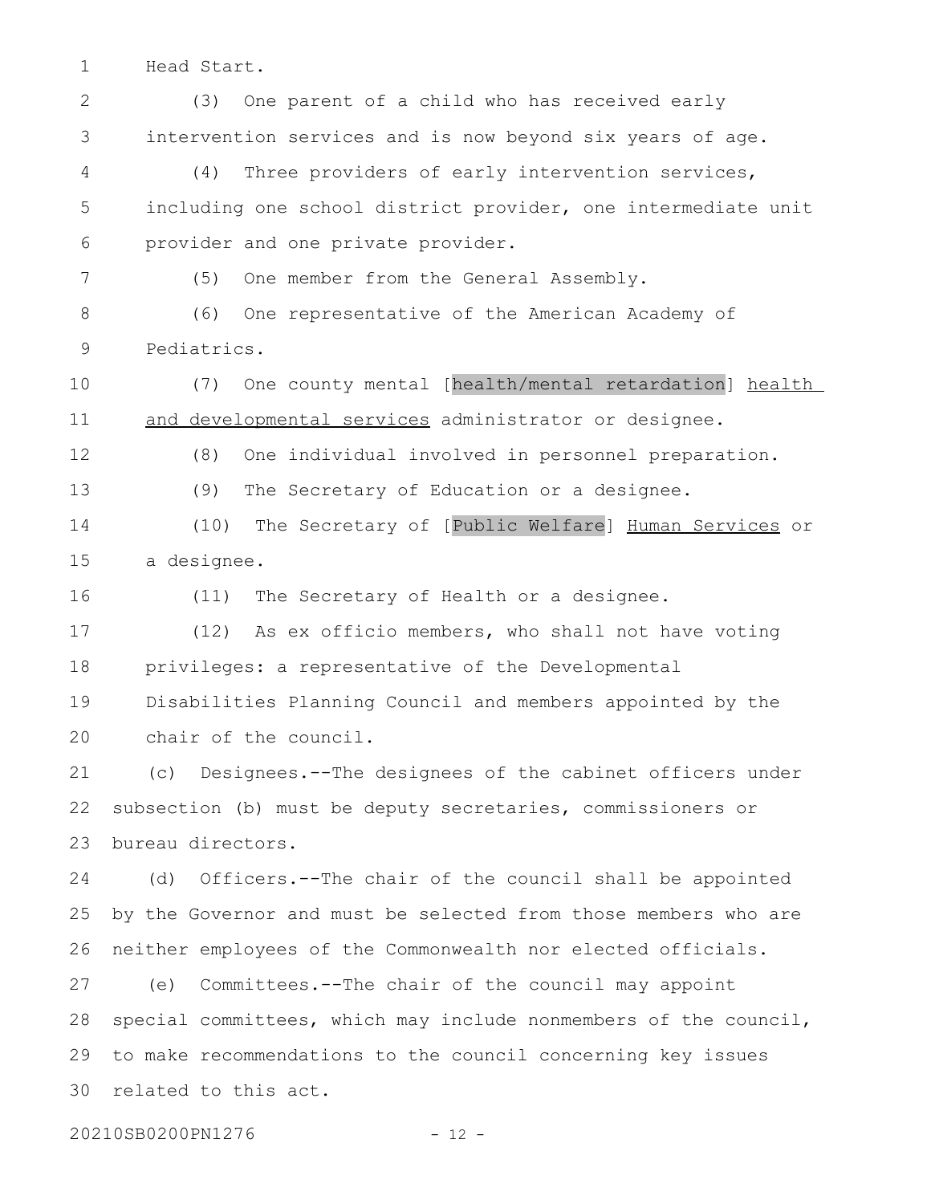Head Start.

(3) One parent of a child who has received early intervention services and is now beyond six years of age.

(4) Three providers of early intervention services, including one school district provider, one intermediate unit provider and one private provider.

(5) One member from the General Assembly.

(6) One representative of the American Academy of Pediatrics.

(7) One county mental [health/mental retardation] <u>health and developmental services</u> administrator or designee.

(8) One individual involved in personnel preparation.

(9) The Secretary of Education or a designee.

(10) The Secretary of [Public Welfare] <u>Human Services</u> or a designee.

(11) The Secretary of Health or a designee.

(12) As ex officio members, who shall not have voting privileges: a representative of the Developmental Disabilities Planning Council and members appointed by the chair of the council.

(c) Designees.--The designees of the cabinet officers under subsection (b) must be deputy secretaries, commissioners or bureau directors.

(d) Officers.--The chair of the council shall be appointed by the Governor and must be selected from those members who are neither employees of the Commonwealth nor elected officials.

(e) Committees.--The chair of the council may appoint special committees, which may include nonmembers of the council, to make recommendations to the council concerning key issues related to this act.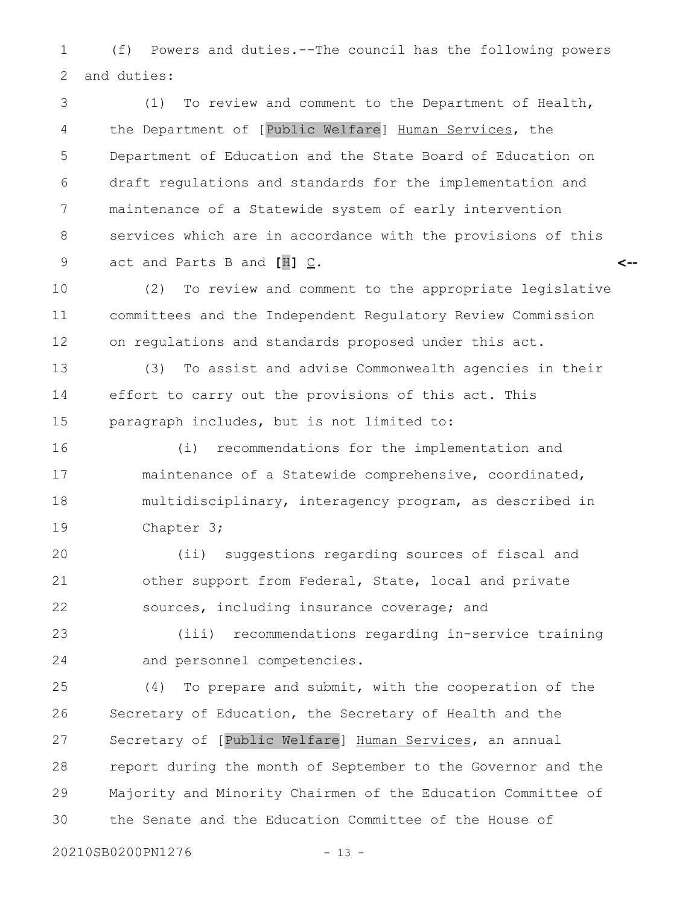(f) Powers and duties.--The council has the following powers and duties:

(1) To review and comment to the Department of Health, the Department of [Public Welfare] Human Services, the Department of Education and the State Board of Education on draft regulations and standards for the implementation and maintenance of a Statewide system of early intervention services which are in accordance with the provisions of this act and Parts B and **[**H**]** C.

(2) To review and comment to the appropriate legislative committees and the Independent Regulatory Review Commission on regulations and standards proposed under this act.

(3) To assist and advise Commonwealth agencies in their effort to carry out the provisions of this act. This paragraph includes, but is not limited to:

(i) recommendations for the implementation and maintenance of a Statewide comprehensive, coordinated, multidisciplinary, interagency program, as described in Chapter 3;

(ii) suggestions regarding sources of fiscal and other support from Federal, State, local and private sources, including insurance coverage; and

(iii) recommendations regarding in-service training and personnel competencies.

(4) To prepare and submit, with the cooperation of the Secretary of Education, the Secretary of Health and the Secretary of [Public Welfare] Human Services, an annual report during the month of September to the Governor and the Majority and Minority Chairmen of the Education Committee of the Senate and the Education Committee of the House of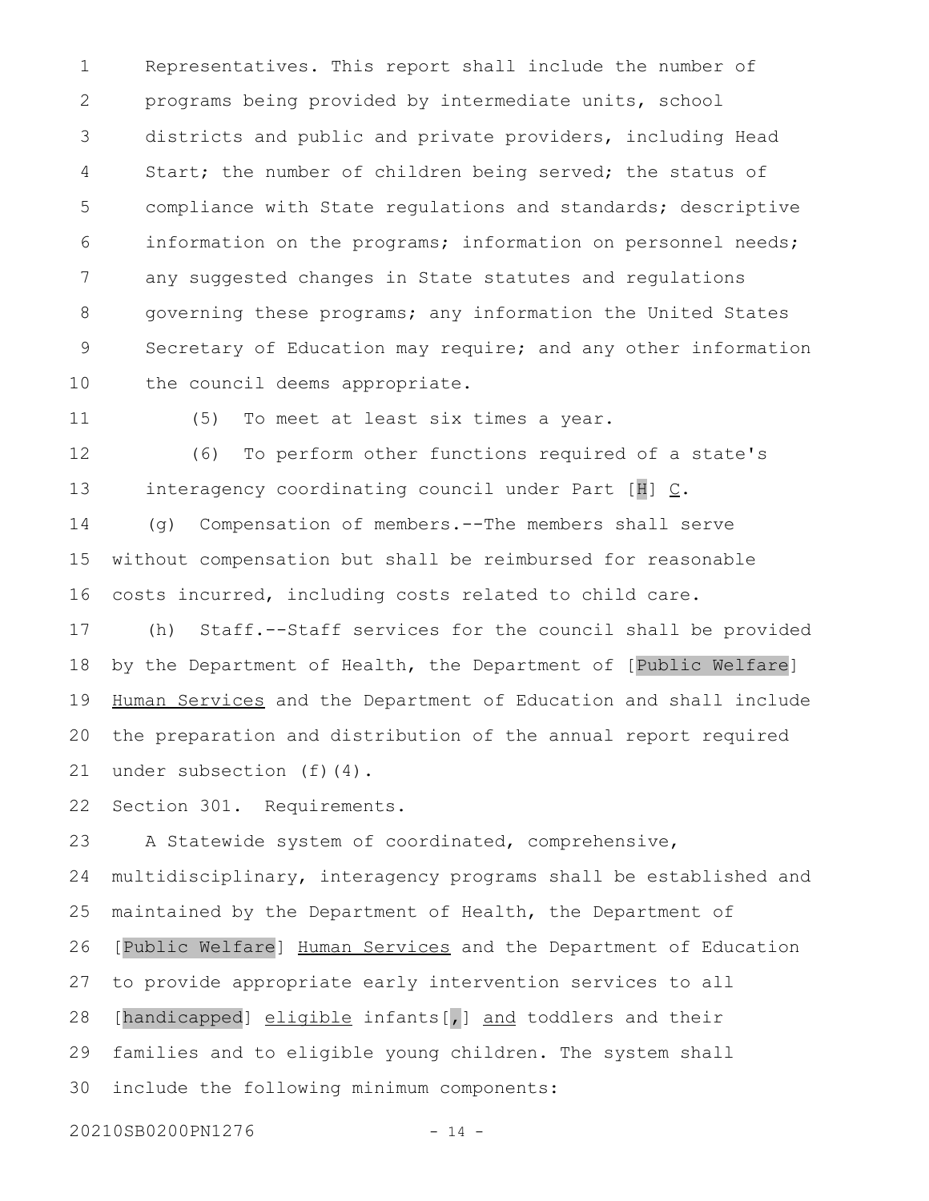Representatives. This report shall include the number of programs being provided by intermediate units, school districts and public and private providers, including Head Start; the number of children being served; the status of compliance with State regulations and standards; descriptive information on the programs; information on personnel needs; any suggested changes in State statutes and regulations governing these programs; any information the United States Secretary of Education may require; and any other information the council deems appropriate.

(5) To meet at least six times a year.

(6) To perform other functions required of a state's interagency coordinating council under Part [H] C.

(g) Compensation of members.--The members shall serve without compensation but shall be reimbursed for reasonable costs incurred, including costs related to child care.

(h) Staff.--Staff services for the council shall be provided by the Department of Health, the Department of [Public Welfare] Human Services and the Department of Education and shall include the preparation and distribution of the annual report required under subsection (f)(4).

Section 301. Requirements.

A Statewide system of coordinated, comprehensive, multidisciplinary, interagency programs shall be established and maintained by the Department of Health, the Department of [Public Welfare] Human Services and the Department of Education to provide appropriate early intervention services to all [handicapped] eligible infants[,] and toddlers and their families and to eligible young children. The system shall include the following minimum components: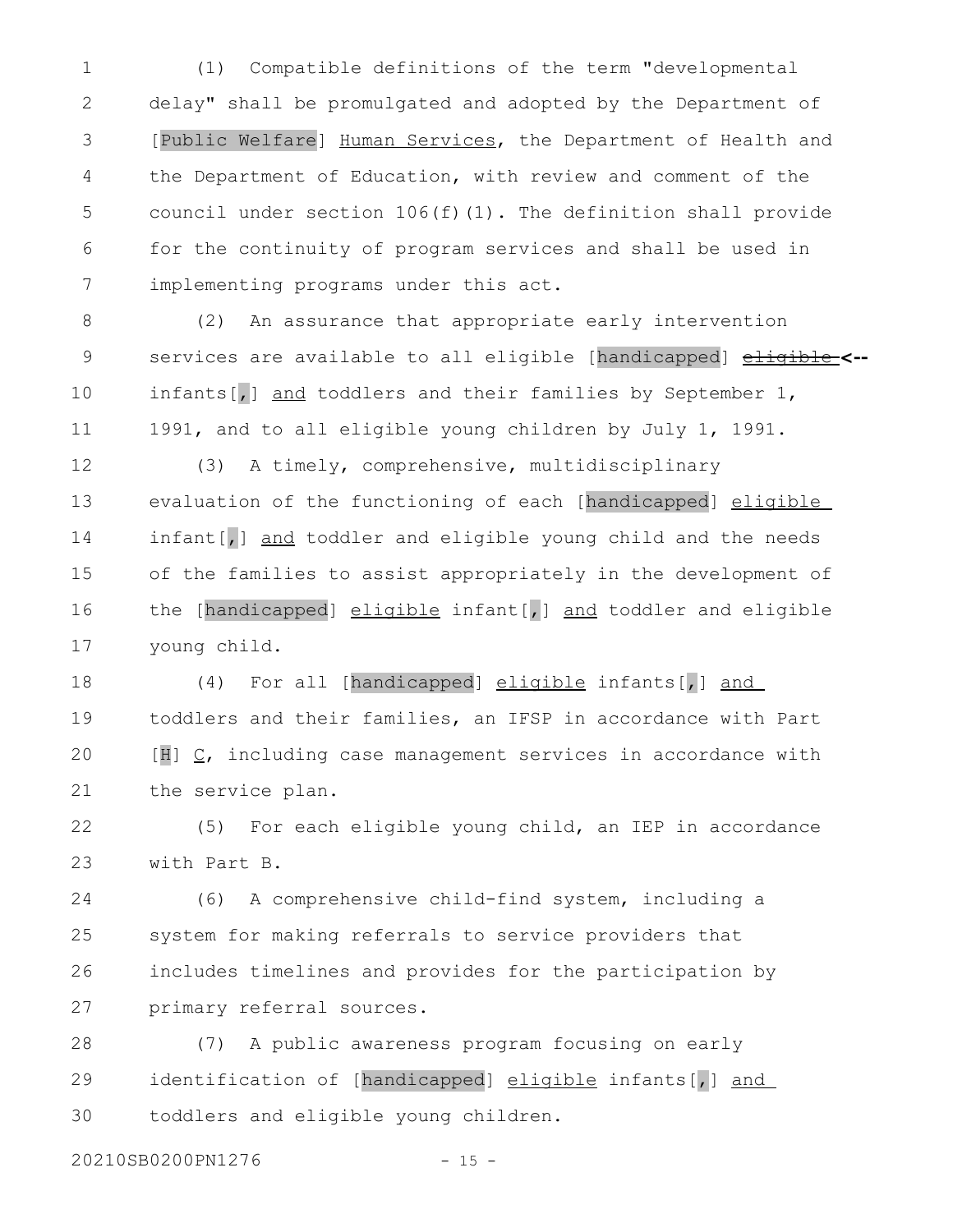(1) Compatible definitions of the term "developmental delay" shall be promulgated and adopted by the Department of [Public Welfare] Human Services, the Department of Health and the Department of Education, with review and comment of the council under section 106(f)(1). The definition shall provide for the continuity of program services and shall be used in implementing programs under this act.

(2) An assurance that appropriate early intervention services are available to all eligible [handicapped] ~~eligible~~ <-- infants[,] and toddlers and their families by September 1, 1991, and to all eligible young children by July 1, 1991.

(3) A timely, comprehensive, multidisciplinary evaluation of the functioning of each [handicapped] eligible infant[,] and toddler and eligible young child and the needs of the families to assist appropriately in the development of the [handicapped] eligible infant[,] and toddler and eligible young child.

(4) For all [handicapped] eligible infants[,] and toddlers and their families, an IFSP in accordance with Part [H] C, including case management services in accordance with the service plan.

(5) For each eligible young child, an IEP in accordance with Part B.

(6) A comprehensive child-find system, including a system for making referrals to service providers that includes timelines and provides for the participation by primary referral sources.

(7) A public awareness program focusing on early identification of [handicapped] eligible infants[,] and toddlers and eligible young children.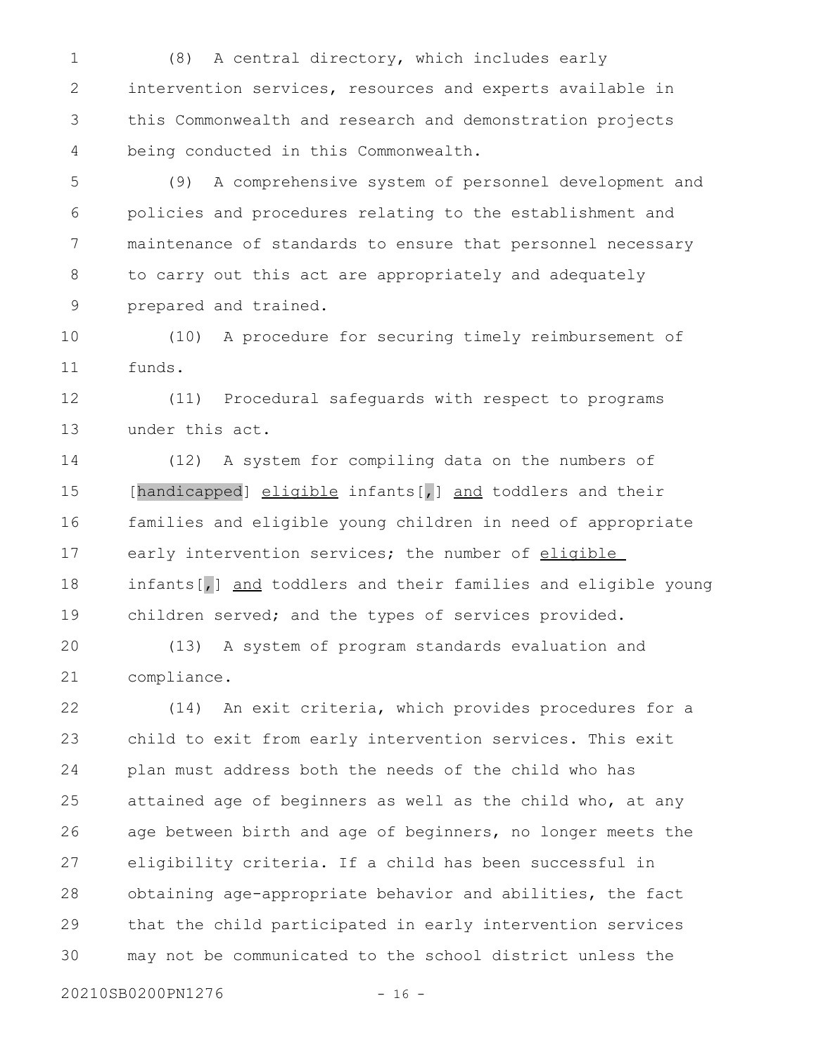(8) A central directory, which includes early intervention services, resources and experts available in this Commonwealth and research and demonstration projects being conducted in this Commonwealth.

(9) A comprehensive system of personnel development and policies and procedures relating to the establishment and maintenance of standards to ensure that personnel necessary to carry out this act are appropriately and adequately prepared and trained.

(10) A procedure for securing timely reimbursement of funds.

(11) Procedural safeguards with respect to programs under this act.

(12) A system for compiling data on the numbers of [handicapped] eligible infants[,] and toddlers and their families and eligible young children in need of appropriate early intervention services; the number of eligible infants[,] and toddlers and their families and eligible young children served; and the types of services provided.

(13) A system of program standards evaluation and compliance.

(14) An exit criteria, which provides procedures for a child to exit from early intervention services. This exit plan must address both the needs of the child who has attained age of beginners as well as the child who, at any age between birth and age of beginners, no longer meets the eligibility criteria. If a child has been successful in obtaining age-appropriate behavior and abilities, the fact that the child participated in early intervention services may not be communicated to the school district unless the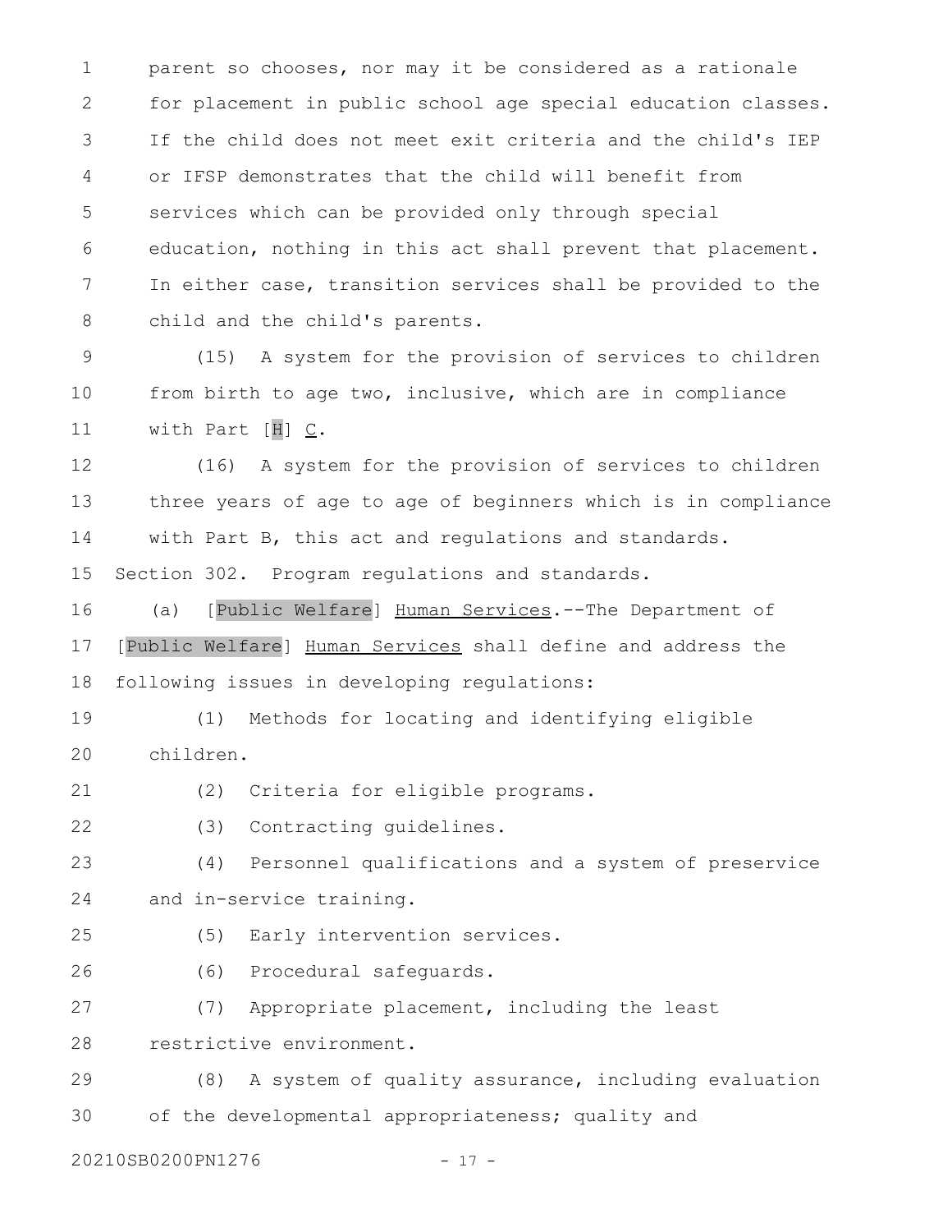parent so chooses, nor may it be considered as a rationale for placement in public school age special education classes. If the child does not meet exit criteria and the child's IEP or IFSP demonstrates that the child will benefit from services which can be provided only through special education, nothing in this act shall prevent that placement. In either case, transition services shall be provided to the child and the child's parents.

(15) A system for the provision of services to children from birth to age two, inclusive, which are in compliance with Part [H] C.

(16) A system for the provision of services to children three years of age to age of beginners which is in compliance with Part B, this act and regulations and standards.

Section 302. Program regulations and standards.

(a) [Public Welfare] Human Services.--The Department of [Public Welfare] Human Services shall define and address the following issues in developing regulations:

(1) Methods for locating and identifying eligible children.

(2) Criteria for eligible programs.

(3) Contracting guidelines.

(4) Personnel qualifications and a system of preservice and in-service training.

(5) Early intervention services.

(6) Procedural safeguards.

(7) Appropriate placement, including the least restrictive environment.

(8) A system of quality assurance, including evaluation of the developmental appropriateness; quality and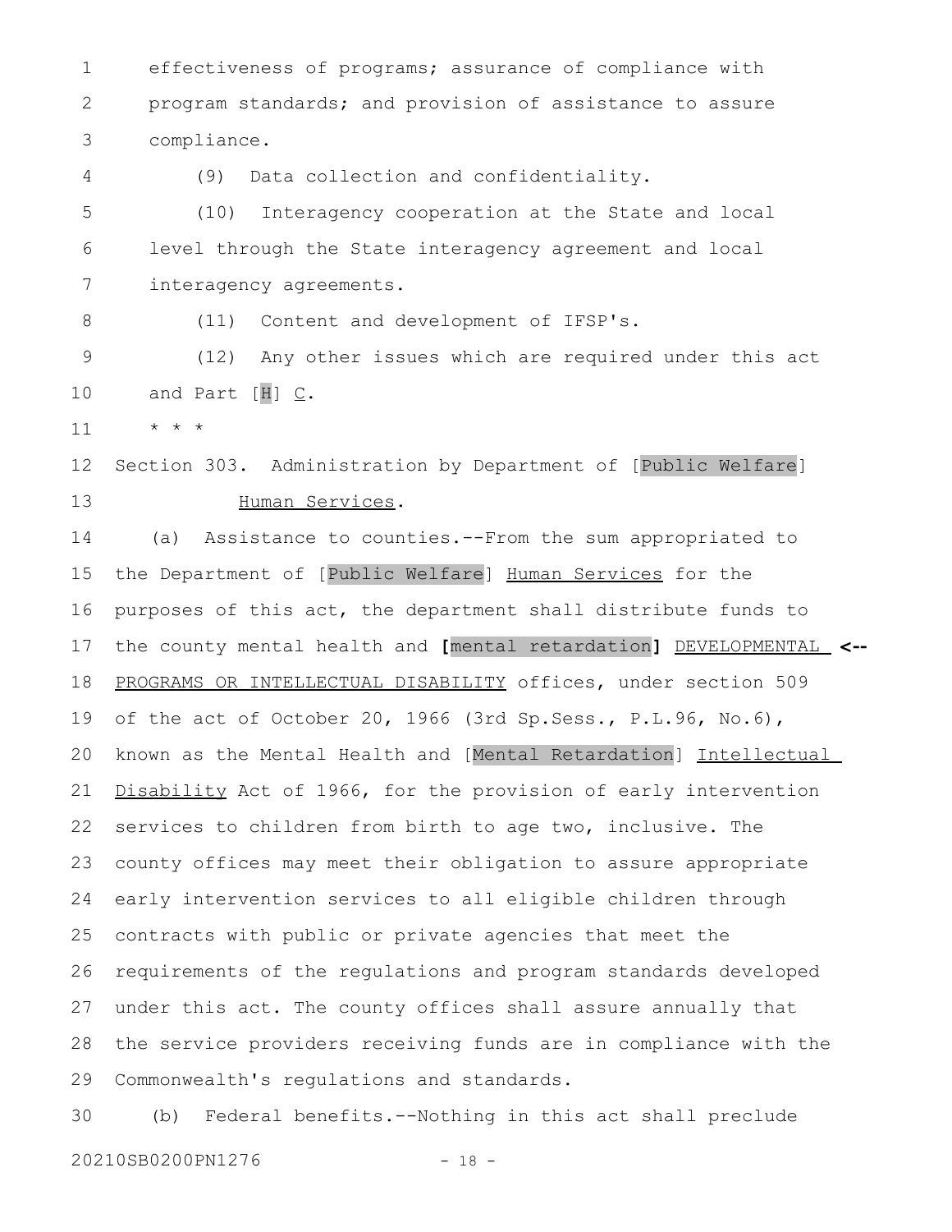effectiveness of programs; assurance of compliance with program standards; and provision of assistance to assure compliance.

(9) Data collection and confidentiality.

(10) Interagency cooperation at the State and local level through the State interagency agreement and local interagency agreements.

(11) Content and development of IFSP's.

(12) Any other issues which are required under this act and Part [H] C.

* * *

Section 303. Administration by Department of [Public Welfare] Human Services.

(a) Assistance to counties.--From the sum appropriated to the Department of [Public Welfare] Human Services for the purposes of this act, the department shall distribute funds to the county mental health and **[**mental retardation**]** DEVELOPMENTAL PROGRAMS OR INTELLECTUAL DISABILITY offices, under section 509 of the act of October 20, 1966 (3rd Sp.Sess., P.L.96, No.6), known as the Mental Health and [Mental Retardation] Intellectual Disability Act of 1966, for the provision of early intervention services to children from birth to age two, inclusive. The county offices may meet their obligation to assure appropriate early intervention services to all eligible children through contracts with public or private agencies that meet the requirements of the regulations and program standards developed under this act. The county offices shall assure annually that the service providers receiving funds are in compliance with the Commonwealth's regulations and standards.

(b) Federal benefits.--Nothing in this act shall preclude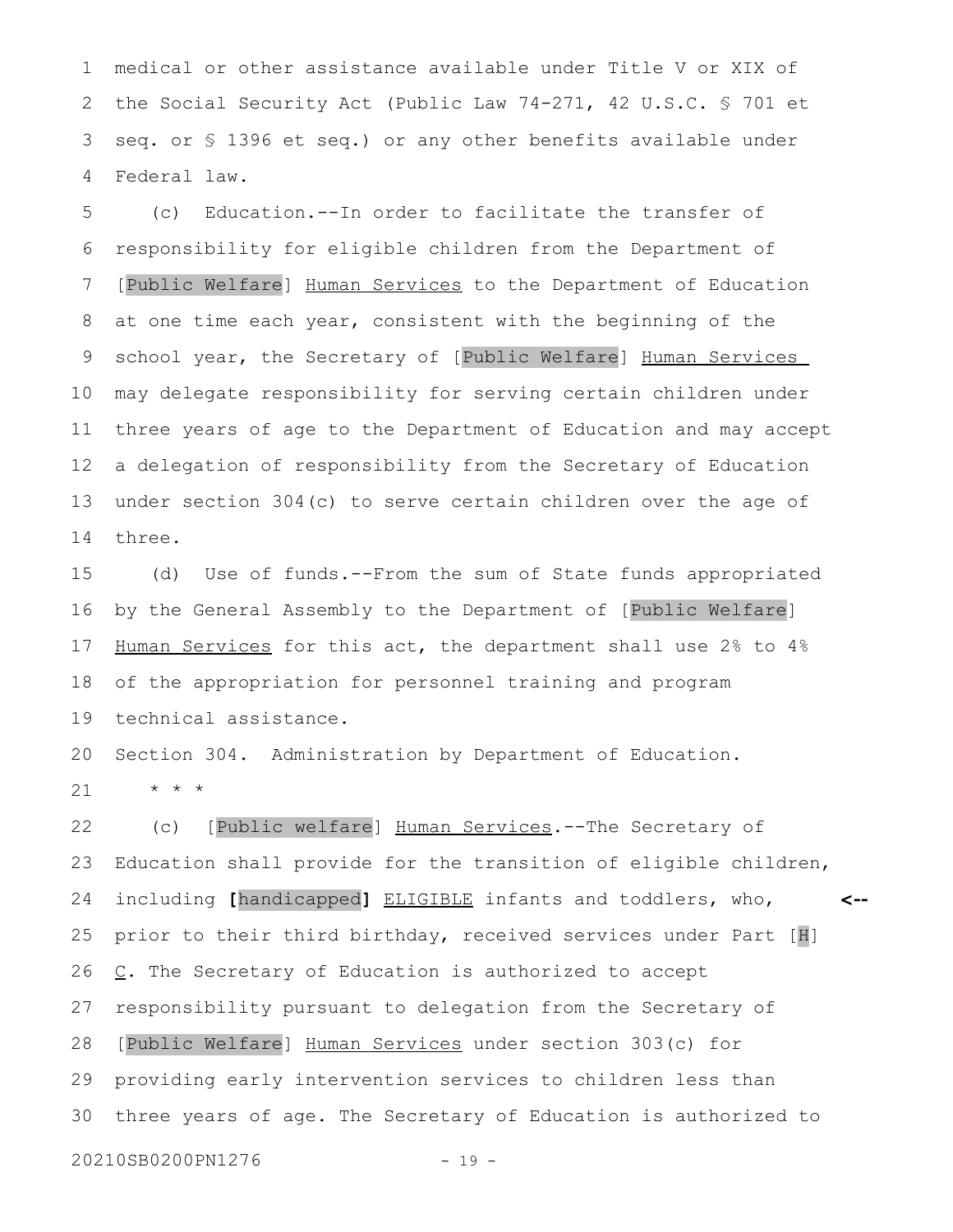medical or other assistance available under Title V or XIX of the Social Security Act (Public Law 74-271, 42 U.S.C. § 701 et seq. or § 1396 et seq.) or any other benefits available under Federal law.

(c) Education.--In order to facilitate the transfer of responsibility for eligible children from the Department of [Public Welfare] Human Services to the Department of Education at one time each year, consistent with the beginning of the school year, the Secretary of [Public Welfare] Human Services may delegate responsibility for serving certain children under three years of age to the Department of Education and may accept a delegation of responsibility from the Secretary of Education under section 304(c) to serve certain children over the age of three.

(d) Use of funds.--From the sum of State funds appropriated by the General Assembly to the Department of [Public Welfare] Human Services for this act, the department shall use 2% to 4% of the appropriation for personnel training and program technical assistance.

Section 304. Administration by Department of Education.

\* \* \*

(c) [Public welfare] Human Services.--The Secretary of Education shall provide for the transition of eligible children, including **[**handicapped**]** ELIGIBLE infants and toddlers, who, prior to their third birthday, received services under Part [H] C. The Secretary of Education is authorized to accept responsibility pursuant to delegation from the Secretary of [Public Welfare] Human Services under section 303(c) for providing early intervention services to children less than three years of age. The Secretary of Education is authorized to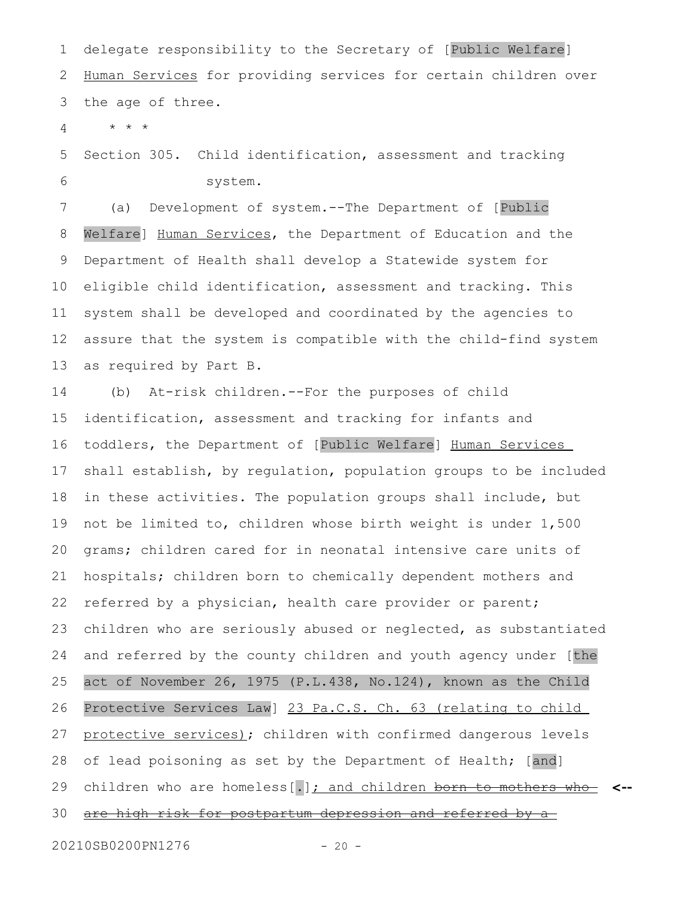delegate responsibility to the Secretary of [Public Welfare] Human Services for providing services for certain children over the age of three.

\* \* \*

Section 305. Child identification, assessment and tracking system.

(a) Development of system.--The Department of [Public Welfare] Human Services, the Department of Education and the Department of Health shall develop a Statewide system for eligible child identification, assessment and tracking. This system shall be developed and coordinated by the agencies to assure that the system is compatible with the child-find system as required by Part B.

(b) At-risk children.--For the purposes of child identification, assessment and tracking for infants and toddlers, the Department of [Public Welfare] Human Services shall establish, by regulation, population groups to be included in these activities. The population groups shall include, but not be limited to, children whose birth weight is under 1,500 grams; children cared for in neonatal intensive care units of hospitals; children born to chemically dependent mothers and referred by a physician, health care provider or parent; children who are seriously abused or neglected, as substantiated and referred by the county children and youth agency under [the act of November 26, 1975 (P.L.438, No.124), known as the Child Protective Services Law] 23 Pa.C.S. Ch. 63 (relating to child protective services); children with confirmed dangerous levels of lead poisoning as set by the Department of Health; [and] children who are homeless[.]; and children ~~born to mothers who are high risk for postpartum depression and referred by a~~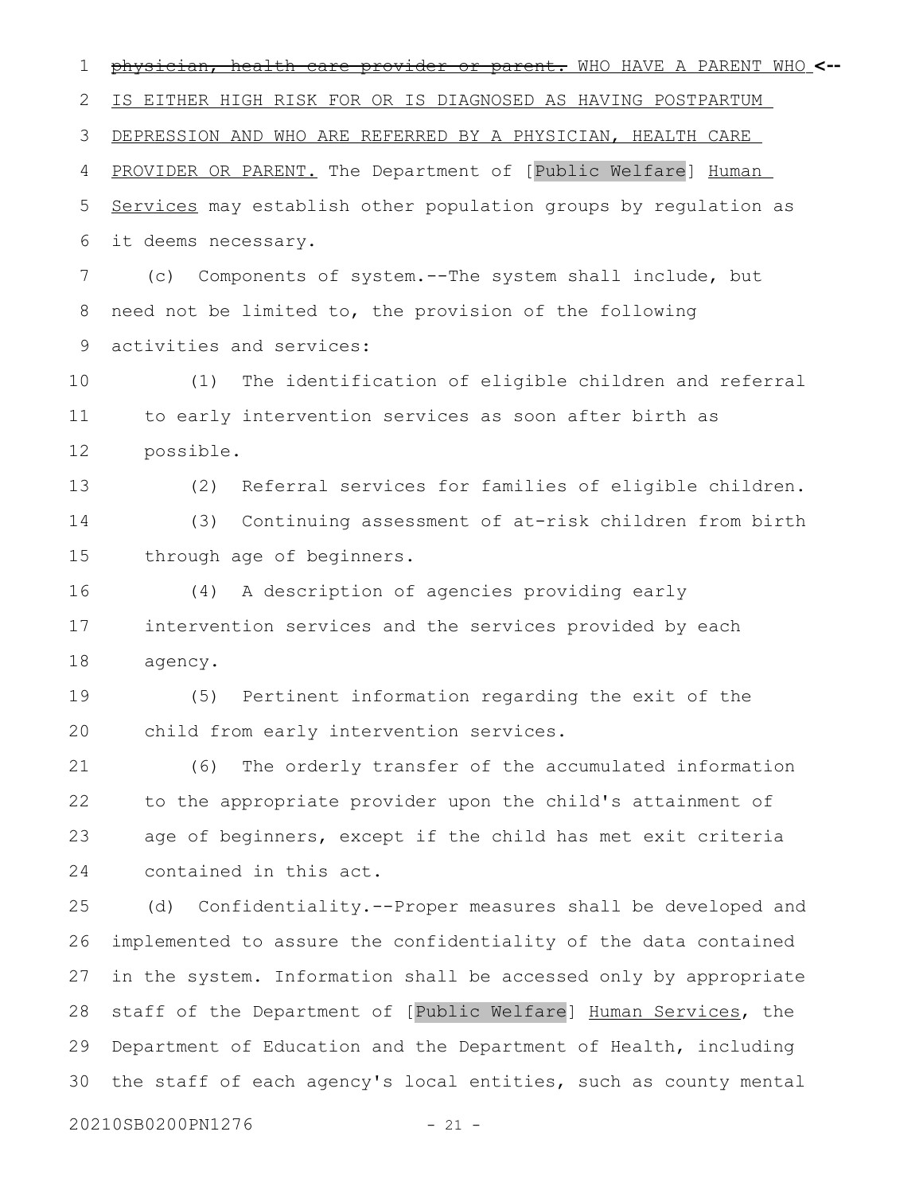~~physician, health care provider or parent.~~ WHO HAVE A PARENT WHO IS EITHER HIGH RISK FOR OR IS DIAGNOSED AS HAVING POSTPARTUM DEPRESSION AND WHO ARE REFERRED BY A PHYSICIAN, HEALTH CARE PROVIDER OR PARENT. The Department of [Public Welfare] Human Services may establish other population groups by regulation as it deems necessary.

(c) Components of system.--The system shall include, but need not be limited to, the provision of the following activities and services:

(1) The identification of eligible children and referral to early intervention services as soon after birth as possible.

(2) Referral services for families of eligible children.

(3) Continuing assessment of at-risk children from birth through age of beginners.

(4) A description of agencies providing early intervention services and the services provided by each agency.

(5) Pertinent information regarding the exit of the child from early intervention services.

(6) The orderly transfer of the accumulated information to the appropriate provider upon the child's attainment of age of beginners, except if the child has met exit criteria contained in this act.

(d) Confidentiality.--Proper measures shall be developed and implemented to assure the confidentiality of the data contained in the system. Information shall be accessed only by appropriate staff of the Department of [Public Welfare] Human Services, the Department of Education and the Department of Health, including the staff of each agency's local entities, such as county mental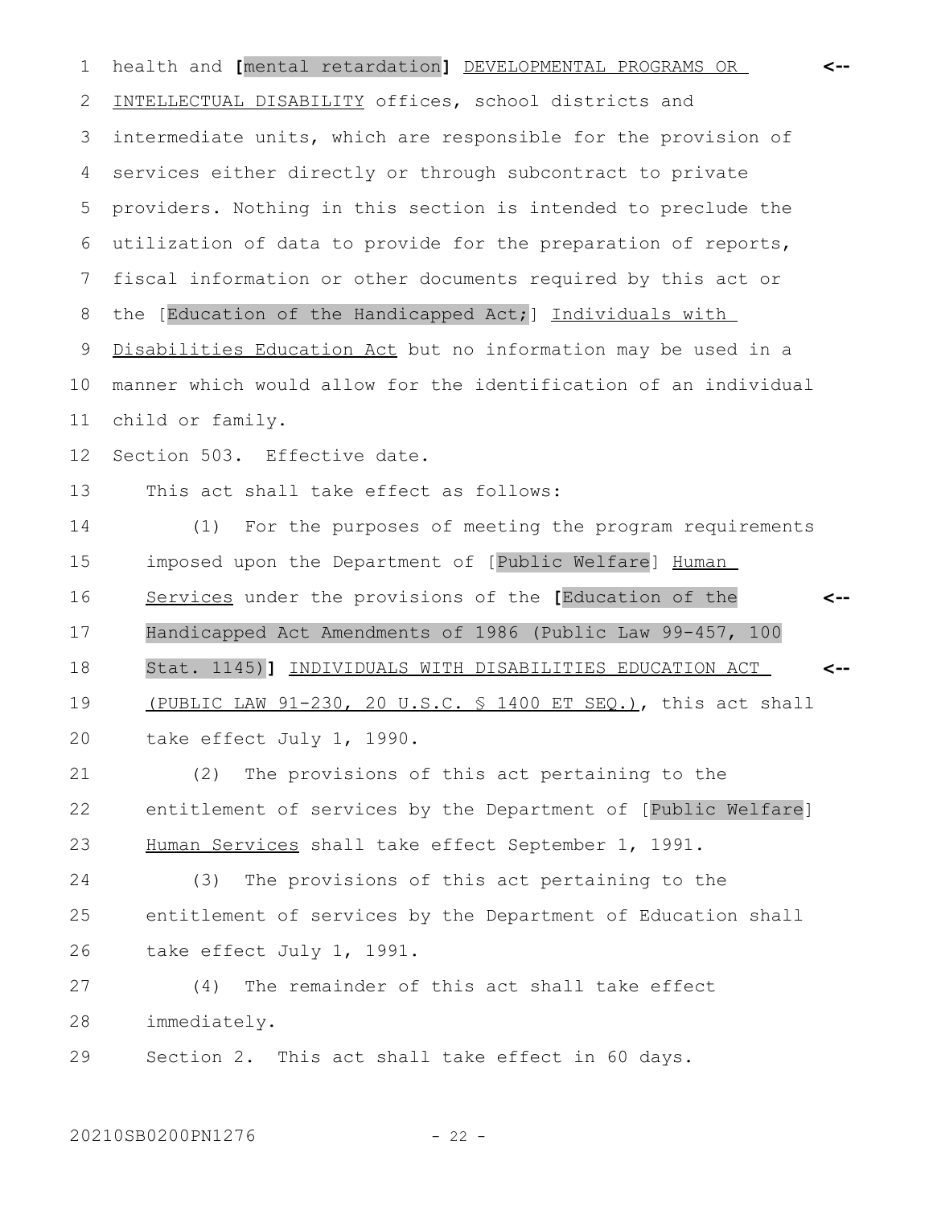health and **[**mental retardation**]** DEVELOPMENTAL PROGRAMS OR INTELLECTUAL DISABILITY offices, school districts and intermediate units, which are responsible for the provision of services either directly or through subcontract to private providers. Nothing in this section is intended to preclude the utilization of data to provide for the preparation of reports, fiscal information or other documents required by this act or the [Education of the Handicapped Act;] Individuals with Disabilities Education Act but no information may be used in a manner which would allow for the identification of an individual child or family.

Section 503. Effective date.

This act shall take effect as follows:

(1) For the purposes of meeting the program requirements imposed upon the Department of [Public Welfare] Human Services under the provisions of the **[**Education of the Handicapped Act Amendments of 1986 (Public Law 99-457, 100 Stat. 1145)**]** INDIVIDUALS WITH DISABILITIES EDUCATION ACT (PUBLIC LAW 91-230, 20 U.S.C. § 1400 ET SEQ.), this act shall take effect July 1, 1990.

(2) The provisions of this act pertaining to the entitlement of services by the Department of [Public Welfare] Human Services shall take effect September 1, 1991.

(3) The provisions of this act pertaining to the entitlement of services by the Department of Education shall take effect July 1, 1991.

(4) The remainder of this act shall take effect immediately.

Section 2. This act shall take effect in 60 days.